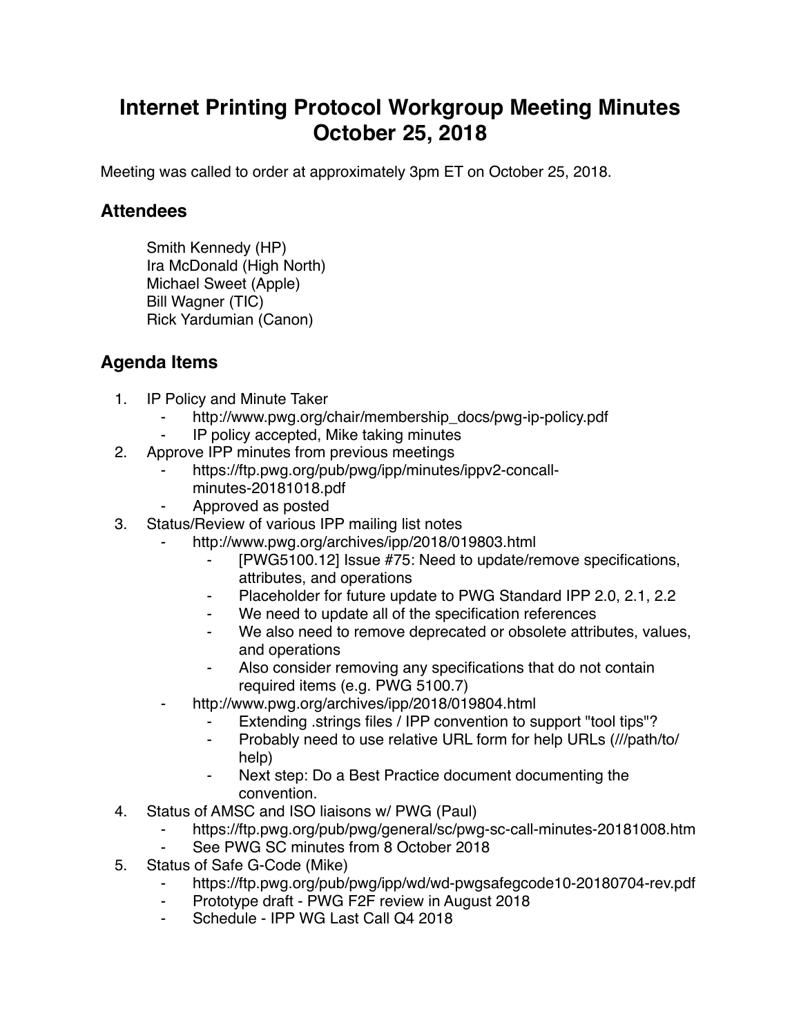# Internet Printing Protocol Workgroup Meeting Minutes October 25, 2018

Meeting was called to order at approximately 3pm ET on October 25, 2018.

## Attendees

Smith Kennedy (HP)
Ira McDonald (High North)
Michael Sweet (Apple)
Bill Wagner (TIC)
Rick Yardumian (Canon)

## Agenda Items

1. IP Policy and Minute Taker
    - http://www.pwg.org/chair/membership_docs/pwg-ip-policy.pdf
    - IP policy accepted, Mike taking minutes
2. Approve IPP minutes from previous meetings
    - https://ftp.pwg.org/pub/pwg/ipp/minutes/ippv2-concall-minutes-20181018.pdf
    - Approved as posted
3. Status/Review of various IPP mailing list notes
    - http://www.pwg.org/archives/ipp/2018/019803.html
        - [PWG5100.12] Issue #75: Need to update/remove specifications, attributes, and operations
        - Placeholder for future update to PWG Standard IPP 2.0, 2.1, 2.2
        - We need to update all of the specification references
        - We also need to remove deprecated or obsolete attributes, values, and operations
        - Also consider removing any specifications that do not contain required items (e.g. PWG 5100.7)
    - http://www.pwg.org/archives/ipp/2018/019804.html
        - Extending .strings files / IPP convention to support "tool tips"?
        - Probably need to use relative URL form for help URLs (///path/to/help)
        - Next step: Do a Best Practice document documenting the convention.
4. Status of AMSC and ISO liaisons w/ PWG (Paul)
    - https://ftp.pwg.org/pub/pwg/general/sc/pwg-sc-call-minutes-20181008.htm
    - See PWG SC minutes from 8 October 2018
5. Status of Safe G-Code (Mike)
    - https://ftp.pwg.org/pub/pwg/ipp/wd/wd-pwgsafegcode10-20180704-rev.pdf
    - Prototype draft - PWG F2F review in August 2018
    - Schedule - IPP WG Last Call Q4 2018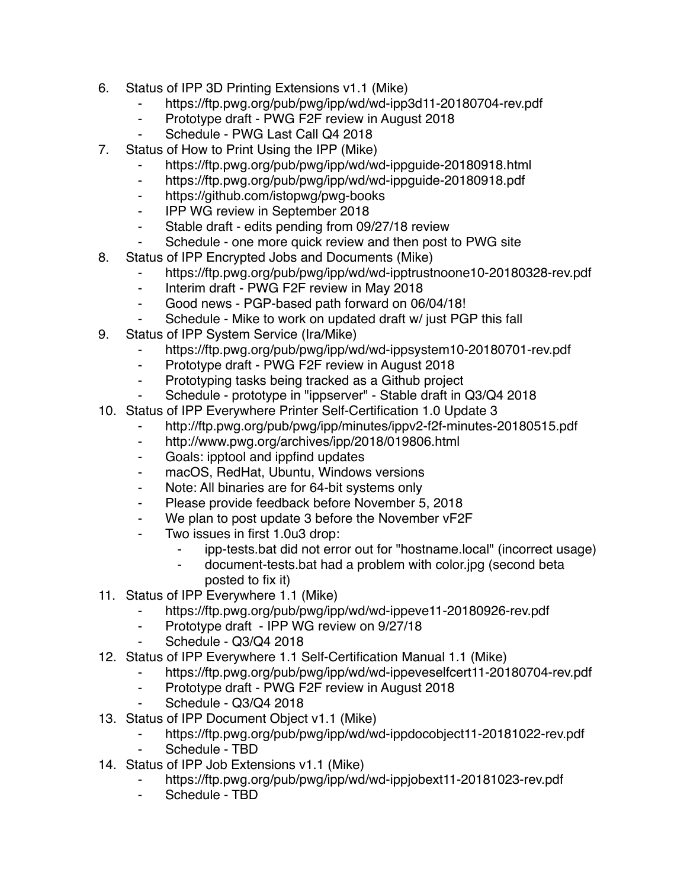6. Status of IPP 3D Printing Extensions v1.1 (Mike)
    - https://ftp.pwg.org/pub/pwg/ipp/wd/wd-ipp3d11-20180704-rev.pdf
    - Prototype draft - PWG F2F review in August 2018
    - Schedule - PWG Last Call Q4 2018
7. Status of How to Print Using the IPP (Mike)
    - https://ftp.pwg.org/pub/pwg/ipp/wd/wd-ippguide-20180918.html
    - https://ftp.pwg.org/pub/pwg/ipp/wd/wd-ippguide-20180918.pdf
    - https://github.com/istopwg/pwg-books
    - IPP WG review in September 2018
    - Stable draft - edits pending from 09/27/18 review
    - Schedule - one more quick review and then post to PWG site
8. Status of IPP Encrypted Jobs and Documents (Mike)
    - https://ftp.pwg.org/pub/pwg/ipp/wd/wd-ipptrustnoone10-20180328-rev.pdf
    - Interim draft - PWG F2F review in May 2018
    - Good news - PGP-based path forward on 06/04/18!
    - Schedule - Mike to work on updated draft w/ just PGP this fall
9. Status of IPP System Service (Ira/Mike)
    - https://ftp.pwg.org/pub/pwg/ipp/wd/wd-ippsystem10-20180701-rev.pdf
    - Prototype draft - PWG F2F review in August 2018
    - Prototyping tasks being tracked as a Github project
    - Schedule - prototype in "ippserver" - Stable draft in Q3/Q4 2018
10. Status of IPP Everywhere Printer Self-Certification 1.0 Update 3
    - http://ftp.pwg.org/pub/pwg/ipp/minutes/ippv2-f2f-minutes-20180515.pdf
    - http://www.pwg.org/archives/ipp/2018/019806.html
    - Goals: ipptool and ippfind updates
    - macOS, RedHat, Ubuntu, Windows versions
    - Note: All binaries are for 64-bit systems only
    - Please provide feedback before November 5, 2018
    - We plan to post update 3 before the November vF2F
    - Two issues in first 1.0u3 drop:
        - ipp-tests.bat did not error out for "hostname.local" (incorrect usage)
        - document-tests.bat had a problem with color.jpg (second beta posted to fix it)
11. Status of IPP Everywhere 1.1 (Mike)
    - https://ftp.pwg.org/pub/pwg/ipp/wd/wd-ippeve11-20180926-rev.pdf
    - Prototype draft - IPP WG review on 9/27/18
    - Schedule - Q3/Q4 2018
12. Status of IPP Everywhere 1.1 Self-Certification Manual 1.1 (Mike)
    - https://ftp.pwg.org/pub/pwg/ipp/wd/wd-ippeveselfcert11-20180704-rev.pdf
    - Prototype draft - PWG F2F review in August 2018
    - Schedule - Q3/Q4 2018
13. Status of IPP Document Object v1.1 (Mike)
    - https://ftp.pwg.org/pub/pwg/ipp/wd/wd-ippdocobject11-20181022-rev.pdf
    - Schedule - TBD
14. Status of IPP Job Extensions v1.1 (Mike)
    - https://ftp.pwg.org/pub/pwg/ipp/wd/wd-ippjobext11-20181023-rev.pdf
    - Schedule - TBD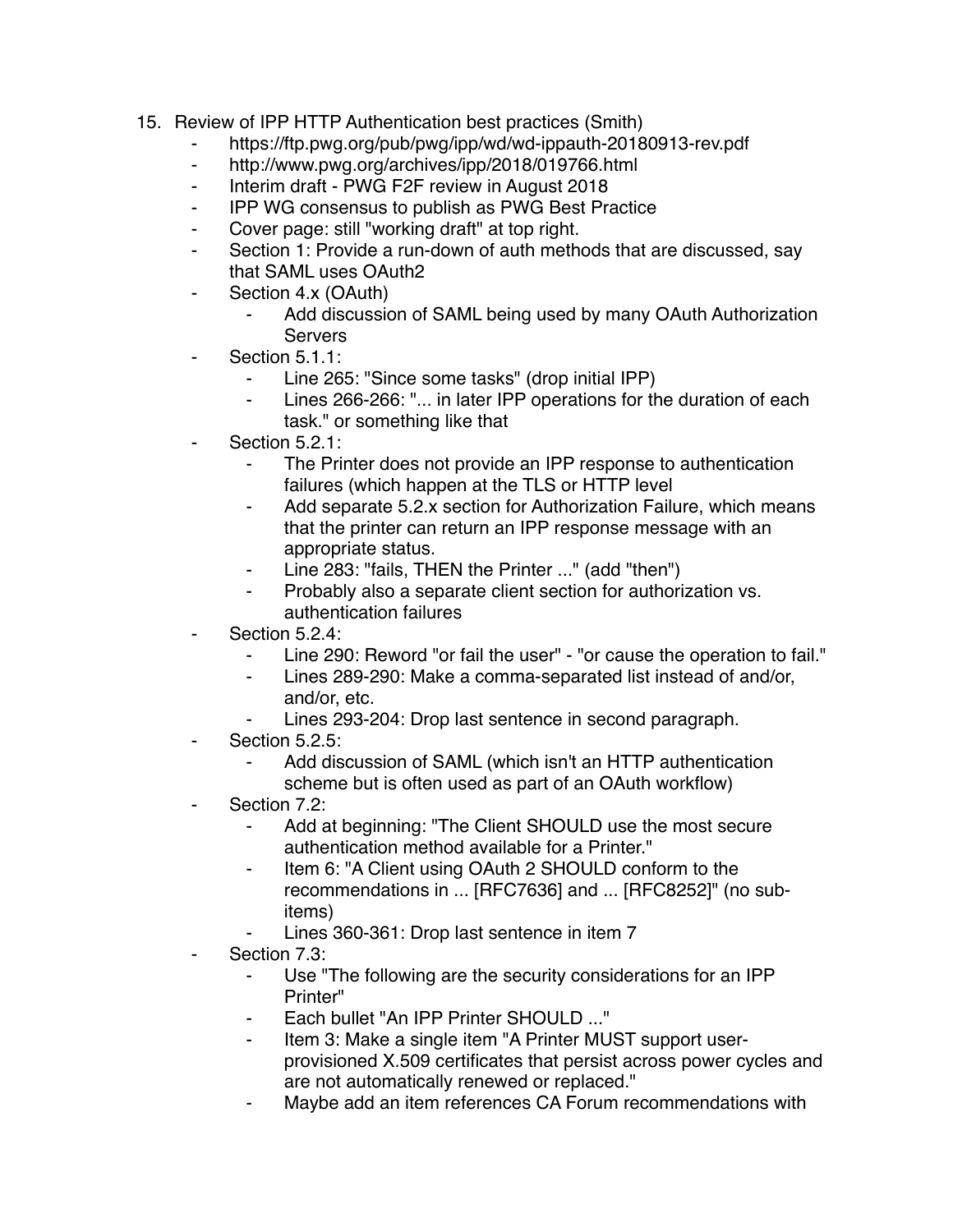15. Review of IPP HTTP Authentication best practices (Smith)
    - https://ftp.pwg.org/pub/pwg/ipp/wd/wd-ippauth-20180913-rev.pdf
    - http://www.pwg.org/archives/ipp/2018/019766.html
    - Interim draft - PWG F2F review in August 2018
    - IPP WG consensus to publish as PWG Best Practice
    - Cover page: still "working draft" at top right.
    - Section 1: Provide a run-down of auth methods that are discussed, say that SAML uses OAuth2
    - Section 4.x (OAuth)
        - Add discussion of SAML being used by many OAuth Authorization Servers
    - Section 5.1.1:
        - Line 265: "Since some tasks" (drop initial IPP)
        - Lines 266-266: "... in later IPP operations for the duration of each task." or something like that
    - Section 5.2.1:
        - The Printer does not provide an IPP response to authentication failures (which happen at the TLS or HTTP level
        - Add separate 5.2.x section for Authorization Failure, which means that the printer can return an IPP response message with an appropriate status.
        - Line 283: "fails, THEN the Printer ..." (add "then")
        - Probably also a separate client section for authorization vs. authentication failures
    - Section 5.2.4:
        - Line 290: Reword "or fail the user" - "or cause the operation to fail."
        - Lines 289-290: Make a comma-separated list instead of and/or, and/or, etc.
        - Lines 293-204: Drop last sentence in second paragraph.
    - Section 5.2.5:
        - Add discussion of SAML (which isn't an HTTP authentication scheme but is often used as part of an OAuth workflow)
    - Section 7.2:
        - Add at beginning: "The Client SHOULD use the most secure authentication method available for a Printer."
        - Item 6: "A Client using OAuth 2 SHOULD conform to the recommendations in ... [RFC7636] and ... [RFC8252]" (no sub-items)
        - Lines 360-361: Drop last sentence in item 7
    - Section 7.3:
        - Use "The following are the security considerations for an IPP Printer"
        - Each bullet "An IPP Printer SHOULD ..."
        - Item 3: Make a single item "A Printer MUST support user-provisioned X.509 certificates that persist across power cycles and are not automatically renewed or replaced."
        - Maybe add an item references CA Forum recommendations with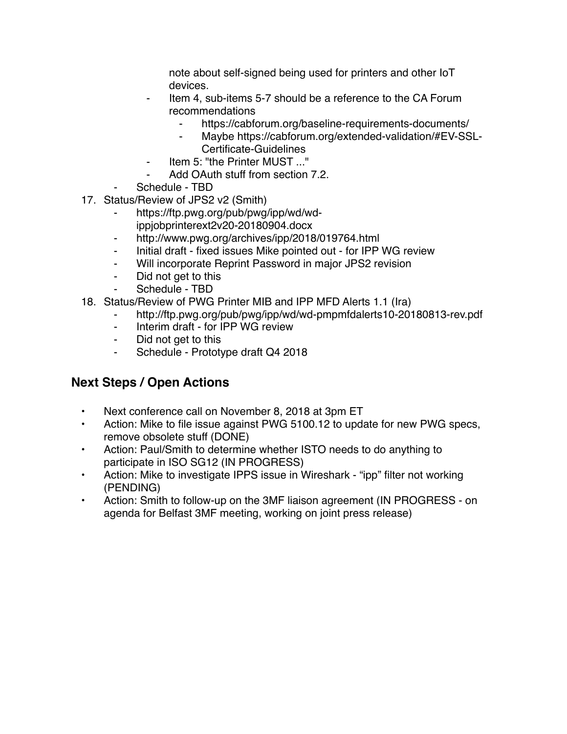note about self-signed being used for printers and other IoT devices.
    - Item 4, sub-items 5-7 should be a reference to the CA Forum recommendations
        - https://cabforum.org/baseline-requirements-documents/
        - Maybe https://cabforum.org/extended-validation/#EV-SSL-Certificate-Guidelines
    - Item 5: "the Printer MUST ..."
    - Add OAuth stuff from section 7.2.
- Schedule - TBD

17. Status/Review of JPS2 v2 (Smith)
    - https://ftp.pwg.org/pub/pwg/ipp/wd/wd-ippjobprinterext2v20-20180904.docx
    - http://www.pwg.org/archives/ipp/2018/019764.html
    - Initial draft - fixed issues Mike pointed out - for IPP WG review
    - Will incorporate Reprint Password in major JPS2 revision
    - Did not get to this
    - Schedule - TBD
18. Status/Review of PWG Printer MIB and IPP MFD Alerts 1.1 (Ira)
    - http://ftp.pwg.org/pub/pwg/ipp/wd/wd-pmpmfdalerts10-20180813-rev.pdf
    - Interim draft - for IPP WG review
    - Did not get to this
    - Schedule - Prototype draft Q4 2018

## Next Steps / Open Actions

- Next conference call on November 8, 2018 at 3pm ET
- Action: Mike to file issue against PWG 5100.12 to update for new PWG specs, remove obsolete stuff (DONE)
- Action: Paul/Smith to determine whether ISTO needs to do anything to participate in ISO SG12 (IN PROGRESS)
- Action: Mike to investigate IPPS issue in Wireshark - “ipp” filter not working (PENDING)
- Action: Smith to follow-up on the 3MF liaison agreement (IN PROGRESS - on agenda for Belfast 3MF meeting, working on joint press release)